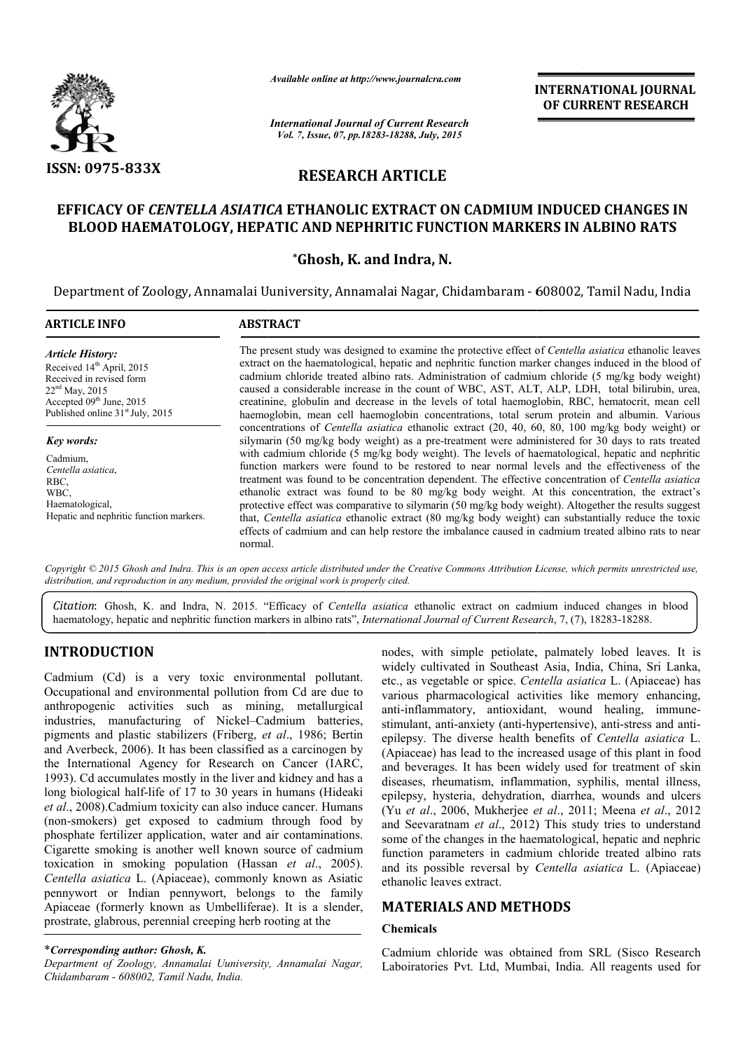# RESEARCH ARTICLE

## EFFICACY OF *CENTELLA ASIATICA* ETHANOLIC EXTRACT ON CADMIUM INDUCED CHANGES IN BLOOD HAEMATOLOGY, HEPATIC AND NEPHRITIC FUNCTION MARKERS IN ALBINO RATS

***Ghosh, K. and Indra, N.**

Department of Zoology, Annamalai Uuniversity, Annamalai Nagar, Chidambaram - 608002, Tamil Nadu, India

**ARTICLE INFO**

*Article History:*
Received 14th April, 2015
Received in revised form 22nd May, 2015
Accepted 09th June, 2015
Published online 31st July, 2015

*Key words:*
Cadmium,
*Centella asiatica*,
RBC,
WBC,
Haematological,
Hepatic and nephritic function markers.

**ABSTRACT**

The present study was designed to examine the protective effect of *Centella asiatica* ethanolic leaves extract on the haematological, hepatic and nephritic function marker changes induced in the blood of cadmium chloride treated albino rats. Administration of cadmium chloride (5 mg/kg body weight) caused a considerable increase in the count of WBC, AST, ALT, ALP, LDH, total bilirubin, urea, creatinine, globulin and decrease in the levels of total haemoglobin, RBC, hematocrit, mean cell haemoglobin, mean cell haemoglobin concentrations, total serum protein and albumin. Various concentrations of *Centella asiatica* ethanolic extract (20, 40, 60, 80, 100 mg/kg body weight) or silymarin (50 mg/kg body weight) as a pre-treatment were administered for 30 days to rats treated with cadmium chloride (5 mg/kg body weight). The levels of haematological, hepatic and nephritic function markers were found to be restored to near normal levels and the effectiveness of the treatment was found to be concentration dependent. The effective concentration of *Centella asiatica* ethanolic extract was found to be 80 mg/kg body weight. At this concentration, the extract's protective effect was comparative to silymarin (50 mg/kg body weight). Altogether the results suggest that, *Centella asiatica* ethanolic extract (80 mg/kg body weight) can substantially reduce the toxic effects of cadmium and can help restore the imbalance caused in cadmium treated albino rats to near normal.

*Copyright © 2015 Ghosh and Indra. This is an open access article distributed under the Creative Commons Attribution License, which permits unrestricted use, distribution, and reproduction in any medium, provided the original work is properly cited.*

*Citation*: Ghosh, K. and Indra, N. 2015. "Efficacy of *Centella asiatica* ethanolic extract on cadmium induced changes in blood haematology, hepatic and nephritic function markers in albino rats", *International Journal of Current Research*, 7, (7), 18283-18288.

## INTRODUCTION

Cadmium (Cd) is a very toxic environmental pollutant. Occupational and environmental pollution from Cd are due to anthropogenic activities such as mining, metallurgical industries, manufacturing of Nickel–Cadmium batteries, pigments and plastic stabilizers (Friberg, *et al*., 1986; Bertin and Averbeck, 2006). It has been classified as a carcinogen by the International Agency for Research on Cancer (IARC, 1993). Cd accumulates mostly in the liver and kidney and has a long biological half-life of 17 to 30 years in humans (Hideaki *et al*., 2008).Cadmium toxicity can also induce cancer. Humans (non-smokers) get exposed to cadmium through food by phosphate fertilizer application, water and air contaminations. Cigarette smoking is another well known source of cadmium toxication in smoking population (Hassan *et al*., 2005). *Centella asiatica* L. (Apiaceae), commonly known as Asiatic pennywort or Indian pennywort, belongs to the family Apiaceae (formerly known as Umbelliferae). It is a slender, prostrate, glabrous, perennial creeping herb rooting at the nodes, with simple petiolate, palmately lobed leaves. It is widely cultivated in Southeast Asia, India, China, Sri Lanka, etc., as vegetable or spice. *Centella asiatica* L. (Apiaceae) has various pharmacological activities like memory enhancing, anti-inflammatory, antioxidant, wound healing, immune-stimulant, anti-anxiety (anti-hypertensive), anti-stress and anti-epilepsy. The diverse health benefits of *Centella asiatica* L. (Apiaceae) has lead to the increased usage of this plant in food and beverages. It has been widely used for treatment of skin diseases, rheumatism, inflammation, syphilis, mental illness, epilepsy, hysteria, dehydration, diarrhea, wounds and ulcers (Yu *et al*., 2006, Mukherjee *et al*., 2011; Meena *et al*., 2012 and Seevaratnam *et al*., 2012) This study tries to understand some of the changes in the haematological, hepatic and nephric function parameters in cadmium chloride treated albino rats and its possible reversal by *Centella asiatica* L. (Apiaceae) ethanolic leaves extract.

## MATERIALS AND METHODS

### Chemicals

Cadmium chloride was obtained from SRL (Sisco Research Laboiratories Pvt. Ltd, Mumbai, India. All reagents used for

***Corresponding author: Ghosh, K.**
*Department of Zoology, Annamalai Uuniversity, Annamalai Nagar, Chidambaram - 608002, Tamil Nadu, India.*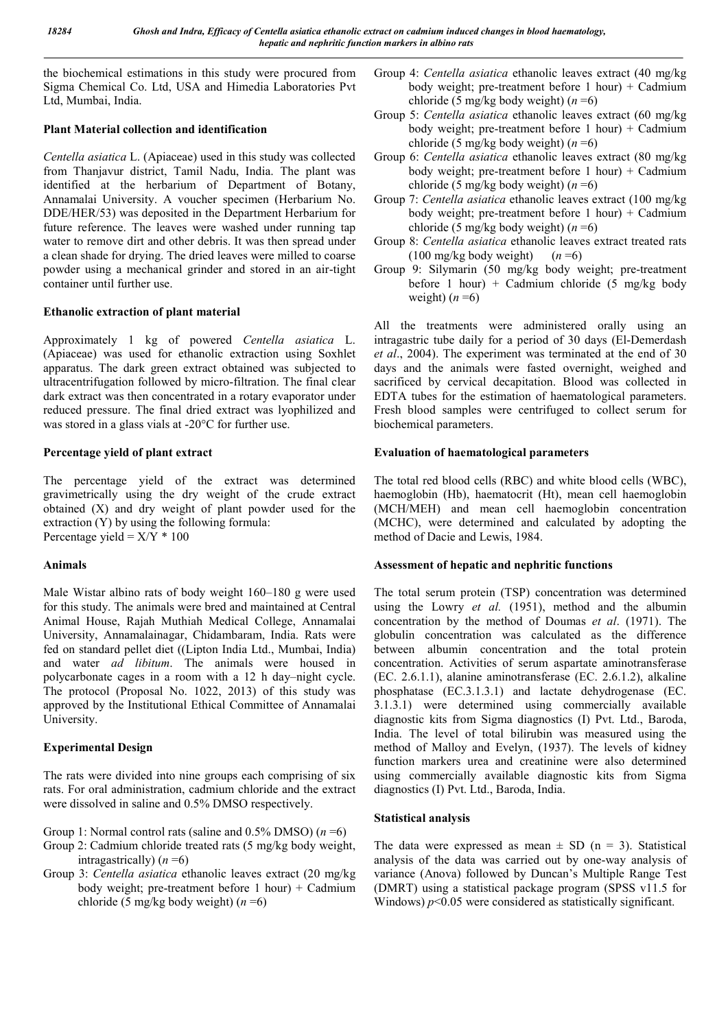the biochemical estimations in this study were procured from Sigma Chemical Co. Ltd, USA and Himedia Laboratories Pvt Ltd, Mumbai, India.

### Plant Material collection and identification

*Centella asiatica* L. (Apiaceae) used in this study was collected from Thanjavur district, Tamil Nadu, India. The plant was identified at the herbarium of Department of Botany, Annamalai University. A voucher specimen (Herbarium No. DDE/HER/53) was deposited in the Department Herbarium for future reference. The leaves were washed under running tap water to remove dirt and other debris. It was then spread under a clean shade for drying. The dried leaves were milled to coarse powder using a mechanical grinder and stored in an air-tight container until further use.

### Ethanolic extraction of plant material

Approximately 1 kg of powered *Centella asiatica* L. (Apiaceae) was used for ethanolic extraction using Soxhlet apparatus. The dark green extract obtained was subjected to ultracentrifugation followed by micro-filtration. The final clear dark extract was then concentrated in a rotary evaporator under reduced pressure. The final dried extract was lyophilized and was stored in a glass vials at -20°C for further use.

### Percentage yield of plant extract

The percentage yield of the extract was determined gravimetrically using the dry weight of the crude extract obtained (X) and dry weight of plant powder used for the extraction (Y) by using the following formula:
Percentage yield = $X/Y * 100$

### Animals

Male Wistar albino rats of body weight 160–180 g were used for this study. The animals were bred and maintained at Central Animal House, Rajah Muthiah Medical College, Annamalai University, Annamalainagar, Chidambaram, India. Rats were fed on standard pellet diet ((Lipton India Ltd., Mumbai, India) and water *ad libitum*. The animals were housed in polycarbonate cages in a room with a 12 h day–night cycle. The protocol (Proposal No. 1022, 2013) of this study was approved by the Institutional Ethical Committee of Annamalai University.

### Experimental Design

The rats were divided into nine groups each comprising of six rats. For oral administration, cadmium chloride and the extract were dissolved in saline and 0.5% DMSO respectively.

- Group 1: Normal control rats (saline and 0.5% DMSO) ($n$ =6)
- Group 2: Cadmium chloride treated rats (5 mg/kg body weight, intragastrically) ($n$ =6)
- Group 3: *Centella asiatica* ethanolic leaves extract (20 mg/kg body weight; pre-treatment before 1 hour) + Cadmium chloride (5 mg/kg body weight) ($n$ =6)
- Group 4: *Centella asiatica* ethanolic leaves extract (40 mg/kg body weight; pre-treatment before 1 hour) + Cadmium chloride (5 mg/kg body weight) ($n$ =6)
- Group 5: *Centella asiatica* ethanolic leaves extract (60 mg/kg body weight; pre-treatment before 1 hour) + Cadmium chloride (5 mg/kg body weight) ($n$ =6)
- Group 6: *Centella asiatica* ethanolic leaves extract (80 mg/kg body weight; pre-treatment before 1 hour) + Cadmium chloride (5 mg/kg body weight) ($n$ =6)
- Group 7: *Centella asiatica* ethanolic leaves extract (100 mg/kg body weight; pre-treatment before 1 hour) + Cadmium chloride (5 mg/kg body weight) ($n$ =6)
- Group 8: *Centella asiatica* ethanolic leaves extract treated rats (100 mg/kg body weight) ($n$ =6)
- Group 9: Silymarin (50 mg/kg body weight; pre-treatment before 1 hour) + Cadmium chloride (5 mg/kg body weight) ($n$ =6)

All the treatments were administered orally using an intragastric tube daily for a period of 30 days (El-Demerdash *et al*., 2004). The experiment was terminated at the end of 30 days and the animals were fasted overnight, weighed and sacrificed by cervical decapitation. Blood was collected in EDTA tubes for the estimation of haematological parameters. Fresh blood samples were centrifuged to collect serum for biochemical parameters.

### Evaluation of haematological parameters

The total red blood cells (RBC) and white blood cells (WBC), haemoglobin (Hb), haematocrit (Ht), mean cell haemoglobin (MCH/MEH) and mean cell haemoglobin concentration (MCHC), were determined and calculated by adopting the method of Dacie and Lewis, 1984.

### Assessment of hepatic and nephritic functions

The total serum protein (TSP) concentration was determined using the Lowry *et al.* (1951), method and the albumin concentration by the method of Doumas *et al*. (1971). The globulin concentration was calculated as the difference between albumin concentration and the total protein concentration. Activities of serum aspartate aminotransferase (EC. 2.6.1.1), alanine aminotransferase (EC. 2.6.1.2), alkaline phosphatase (EC.3.1.3.1) and lactate dehydrogenase (EC. 3.1.3.1) were determined using commercially available diagnostic kits from Sigma diagnostics (I) Pvt. Ltd., Baroda, India. The level of total bilirubin was measured using the method of Malloy and Evelyn, (1937). The levels of kidney function markers urea and creatinine were also determined using commercially available diagnostic kits from Sigma diagnostics (I) Pvt. Ltd., Baroda, India.

### Statistical analysis

The data were expressed as mean ± SD (n = 3). Statistical analysis of the data was carried out by one-way analysis of variance (Anova) followed by Duncan's Multiple Range Test (DMRT) using a statistical package program (SPSS v11.5 for Windows) $p$<0.05 were considered as statistically significant.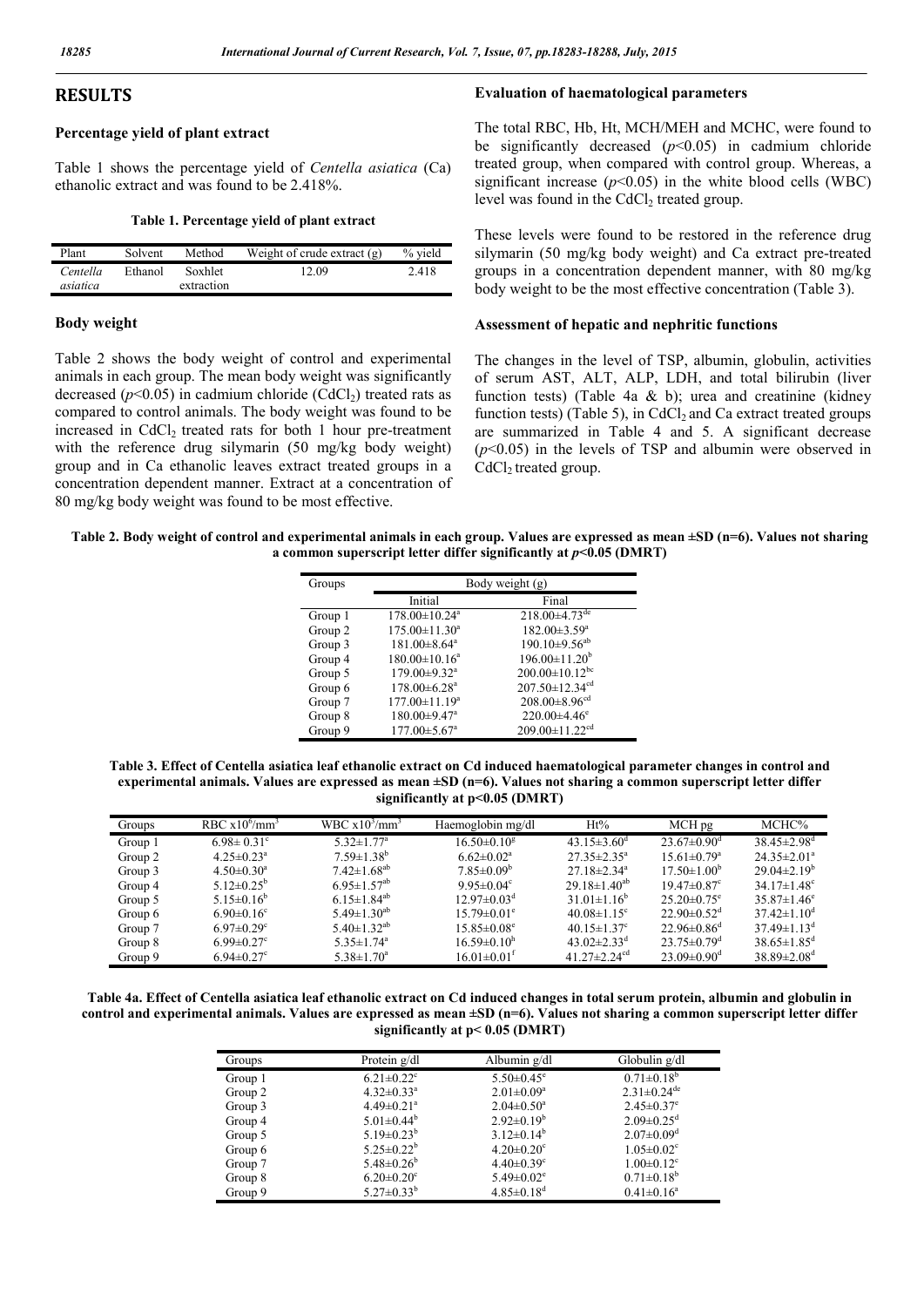## RESULTS

### Percentage yield of plant extract

Table 1 shows the percentage yield of *Centella asiatica* (Ca) ethanolic extract and was found to be 2.418%.

**Table 1. Percentage yield of plant extract**

| Plant | Solvent | Method | Weight of crude extract (g) | % yield |
|---|---|---|---|---|
| *Centella asiatica* | Ethanol | Soxhlet extraction | 12.09 | 2.418 |

### Body weight

Table 2 shows the body weight of control and experimental animals in each group. The mean body weight was significantly decreased ($p<0.05$) in cadmium chloride ($CdCl_2$) treated rats as compared to control animals. The body weight was found to be increased in $CdCl_2$ treated rats for both 1 hour pre-treatment with the reference drug silymarin (50 mg/kg body weight) group and in Ca ethanolic leaves extract treated groups in a concentration dependent manner. Extract at a concentration of 80 mg/kg body weight was found to be most effective.

### Evaluation of haematological parameters

The total RBC, Hb, Ht, MCH/MEH and MCHC, were found to be significantly decreased ($p<0.05$) in cadmium chloride treated group, when compared with control group. Whereas, a significant increase ($p<0.05$) in the white blood cells (WBC) level was found in the $CdCl_2$ treated group.

These levels were found to be restored in the reference drug silymarin (50 mg/kg body weight) and Ca extract pre-treated groups in a concentration dependent manner, with 80 mg/kg body weight to be the most effective concentration (Table 3).

### Assessment of hepatic and nephritic functions

The changes in the level of TSP, albumin, globulin, activities of serum AST, ALT, ALP, LDH, and total bilirubin (liver function tests) (Table 4a & b); urea and creatinine (kidney function tests) (Table 5), in $CdCl_2$ and Ca extract treated groups are summarized in Table 4 and 5. A significant decrease ($p<0.05$) in the levels of TSP and albumin were observed in $CdCl_2$ treated group.

**Table 2. Body weight of control and experimental animals in each group. Values are expressed as mean ±SD (n=6). Values not sharing a common superscript letter differ significantly at $p<0.05$ (DMRT)**

| Groups | Body weight (g) | |
|---|---|---|
| | Initial | Final |
| Group 1 | 178.00±10.24$^{a}$ | 218.00±4.73$^{de}$ |
| Group 2 | 175.00±11.30$^{a}$ | 182.00±3.59$^{a}$ |
| Group 3 | 181.00±8.64$^{a}$ | 190.10±9.56$^{ab}$ |
| Group 4 | 180.00±10.16$^{a}$ | 196.00±11.20$^{b}$ |
| Group 5 | 179.00±9.32$^{a}$ | 200.00±10.12$^{bc}$ |
| Group 6 | 178.00±6.28$^{a}$ | 207.50±12.34$^{cd}$ |
| Group 7 | 177.00±11.19$^{a}$ | 208.00±8.96$^{cd}$ |
| Group 8 | 180.00±9.47$^{a}$ | 220.00±4.46$^{e}$ |
| Group 9 | 177.00±5.67$^{a}$ | 209.00±11.22$^{cd}$ |

**Table 3. Effect of Centella asiatica leaf ethanolic extract on Cd induced haematological parameter changes in control and experimental animals. Values are expressed as mean ±SD (n=6). Values not sharing a common superscript letter differ significantly at $p<0.05$ (DMRT)**

| Groups | RBC $x10^6$/mm$^3$ | WBC $x10^3$/mm$^3$ | Haemoglobin mg/dl | Ht% | MCH pg | MCHC% |
|---|---|---|---|---|---|---|
| Group 1 | 6.98± 0.31$^{c}$ | 5.32±1.77$^{a}$ | 16.50±0.10$^{g}$ | 43.15±3.60$^{d}$ | 23.67±0.90$^{d}$ | 38.45±2.98$^{d}$ |
| Group 2 | 4.25±0.23$^{a}$ | 7.59±1.38$^{b}$ | 6.62±0.02$^{a}$ | 27.35±2.35$^{a}$ | 15.61±0.79$^{a}$ | 24.35±2.01$^{a}$ |
| Group 3 | 4.50±0.30$^{a}$ | 7.42±1.68$^{ab}$ | 7.85±0.09$^{b}$ | 27.18±2.34$^{a}$ | 17.50±1.00$^{b}$ | 29.04±2.19$^{b}$ |
| Group 4 | 5.12±0.25$^{b}$ | 6.95±1.57$^{ab}$ | 9.95±0.04$^{c}$ | 29.18±1.40$^{ab}$ | 19.47±0.87$^{c}$ | 34.17±1.48$^{c}$ |
| Group 5 | 5.15±0.16$^{b}$ | 6.15±1.84$^{ab}$ | 12.97±0.03$^{d}$ | 31.01±1.16$^{b}$ | 25.20±0.75$^{e}$ | 35.87±1.46$^{c}$ |
| Group 6 | 6.90±0.16$^{c}$ | 5.49±1.30$^{ab}$ | 15.79±0.01$^{e}$ | 40.08±1.15$^{c}$ | 22.90±0.52$^{d}$ | 37.42±1.10$^{d}$ |
| Group 7 | 6.97±0.29$^{c}$ | 5.40±1.32$^{ab}$ | 15.85±0.08$^{e}$ | 40.15±1.37$^{c}$ | 22.96±0.86$^{d}$ | 37.49±1.13$^{d}$ |
| Group 8 | 6.99±0.27$^{c}$ | 5.35±1.74$^{a}$ | 16.59±0.10$^{h}$ | 43.02±2.33$^{d}$ | 23.75±0.79$^{d}$ | 38.65±1.85$^{d}$ |
| Group 9 | 6.94±0.27$^{c}$ | 5.38±1.70$^{a}$ | 16.01±0.01$^{f}$ | 41.27±2.24$^{cd}$ | 23.09±0.90$^{d}$ | 38.89±2.08$^{d}$ |

**Table 4a. Effect of Centella asiatica leaf ethanolic extract on Cd induced changes in total serum protein, albumin and globulin in control and experimental animals. Values are expressed as mean ±SD (n=6). Values not sharing a common superscript letter differ significantly at $p< 0.05$ (DMRT)**

| Groups | Protein g/dl | Albumin g/dl | Globulin g/dl |
|---|---|---|---|
| Group 1 | 6.21±0.22$^{c}$ | 5.50±0.45$^{e}$ | 0.71±0.18$^{b}$ |
| Group 2 | 4.32±0.33$^{a}$ | 2.01±0.09$^{a}$ | 2.31±0.24$^{de}$ |
| Group 3 | 4.49±0.21$^{a}$ | 2.04±0.50$^{a}$ | 2.45±0.37$^{e}$ |
| Group 4 | 5.01±0.44$^{b}$ | 2.92±0.19$^{b}$ | 2.09±0.25$^{d}$ |
| Group 5 | 5.19±0.23$^{b}$ | 3.12±0.14$^{b}$ | 2.07±0.09$^{d}$ |
| Group 6 | 5.25±0.22$^{b}$ | 4.20±0.20$^{c}$ | 1.05±0.02$^{c}$ |
| Group 7 | 5.48±0.26$^{b}$ | 4.40±0.39$^{c}$ | 1.00±0.12$^{c}$ |
| Group 8 | 6.20±0.20$^{c}$ | 5.49±0.02$^{e}$ | 0.71±0.18$^{b}$ |
| Group 9 | 5.27±0.33$^{b}$ | 4.85±0.18$^{d}$ | 0.41±0.16$^{a}$ |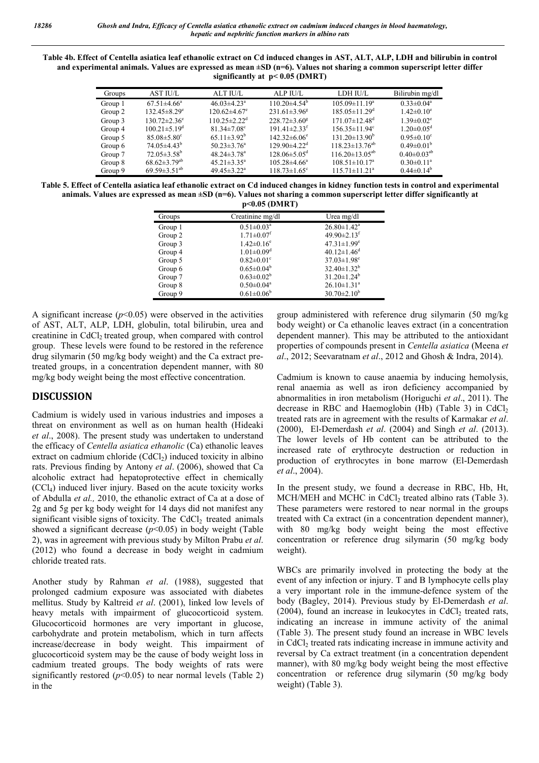**Table 4b. Effect of Centella asiatica leaf ethanolic extract on Cd induced changes in AST, ALT, ALP, LDH and bilirubin in control and experimental animals. Values are expressed as mean ±SD (n=6). Values not sharing a common superscript letter differ significantly at p< 0.05 (DMRT)**

| Groups | AST IU/L | ALT IU/L | ALP IU/L | LDH IU/L | Bilirubin mg/dl |
|---|---|---|---|---|---|
| Group 1 | 67.51±4.66[a] | 46.03±4.23[a] | 110.20±4.54[b] | 105.09±11.19[a] | 0.33±0.04[a] |
| Group 2 | 132.45±8.29[e] | 120.62±4.67[e] | 231.61±3.96[g] | 185.05±11.29[d] | 1.42±0.10[e] |
| Group 3 | 130.72±2.36[e] | 110.25±2.22[d] | 228.72±3.60[g] | 171.07±12.48[d] | 1.39±0.02[e] |
| Group 4 | 100.21±5.19[d] | 81.34±7.08[c] | 191.41±2.33[f] | 156.35±11.94[c] | 1.20±0.05[d] |
| Group 5 | 85.08±5.80[c] | 65.11±3.92[b] | 142.32±6.06[e] | 131.20±13.90[b] | 0.95±0.10[c] |
| Group 6 | 74.05±4.43[b] | 50.23±3.76[a] | 129.90±4.22[d] | 118.23±13.76[ab] | 0.49±0.01[b] |
| Group 7 | 72.05±3.58[b] | 48.24±3.78[a] | 128.06±5.05[d] | 116.20±13.05[ab] | 0.40±0.03[ab] |
| Group 8 | 68.62±3.79[ab] | 45.21±3.35[a] | 105.28±4.66[a] | 108.51±10.17[a] | 0.30±0.11[a] |
| Group 9 | 69.59±3.51[ab] | 49.45±3.22[a] | 118.73±1.65[c] | 115.71±11.21[a] | 0.44±0.14[b] |

**Table 5. Effect of Centella asiatica leaf ethanolic extract on Cd induced changes in kidney function tests in control and experimental animals. Values are expressed as mean ±SD (n=6). Values not sharing a common superscript letter differ significantly at p<0.05 (DMRT)**

| Groups | Creatinine mg/dl | Urea mg/dl |
|---|---|---|
| Group 1 | 0.51±0.03[a] | 26.80±1.42[a] |
| Group 2 | 1.71±0.07[f] | 49.90±2.13[f] |
| Group 3 | 1.42±0.16[e] | 47.31±1.99[e] |
| Group 4 | 1.01±0.09[d] | 40.12±1.46[d] |
| Group 5 | 0.82±0.01[c] | 37.03±1.98[c] |
| Group 6 | 0.65±0.04[b] | 32.40±1.32[b] |
| Group 7 | 0.63±0.02[b] | 31.20±1.24[b] |
| Group 8 | 0.50±0.04[a] | 26.10±1.31[a] |
| Group 9 | 0.61±0.06[b] | 30.70±2.10[b] |

A significant increase ($p$<0.05) were observed in the activities of AST, ALT, ALP, LDH, globulin, total bilirubin, urea and creatinine in $CdCl_2$ treated group, when compared with control group. These levels were found to be restored in the reference drug silymarin (50 mg/kg body weight) and the Ca extract pre-treated groups, in a concentration dependent manner, with 80 mg/kg body weight being the most effective concentration.

## DISCUSSION

Cadmium is widely used in various industries and imposes a threat on environment as well as on human health (Hideaki *et al*., 2008). The present study was undertaken to understand the efficacy of *Centella asiatica ethanolic* (Ca) ethanolic leaves extract on cadmium chloride ($CdCl_2$) induced toxicity in albino rats. Previous finding by Antony *et al*. (2006), showed that Ca alcoholic extract had hepatoprotective effect in chemically ($CCl_4$) induced liver injury. Based on the acute toxicity works of Abdulla *et al.,* 2010, the ethanolic extract of Ca at a dose of 2g and 5g per kg body weight for 14 days did not manifest any significant visible signs of toxicity. The $CdCl_2$ treated animals showed a significant decrease ($p$<0.05) in body weight (Table 2), was in agreement with previous study by Milton Prabu *et al*. (2012) who found a decrease in body weight in cadmium chloride treated rats.

Another study by Rahman *et al*. (1988), suggested that prolonged cadmium exposure was associated with diabetes mellitus. Study by Kaltreid *et al*. (2001), linked low levels of heavy metals with impairment of glucocorticoid system. Glucocorticoid hormones are very important in glucose, carbohydrate and protein metabolism, which in turn affects increase/decrease in body weight. This impairment of glucocorticoid system may be the cause of body weight loss in cadmium treated groups. The body weights of rats were significantly restored ($p$<0.05) to near normal levels (Table 2) in the group administered with reference drug silymarin (50 mg/kg body weight) or Ca ethanolic leaves extract (in a concentration dependent manner). This may be attributed to the antioxidant properties of compounds present in *Centella asiatica* (Meena *et al*., 2012; Seevaratnam *et al*., 2012 and Ghosh & Indra, 2014).

Cadmium is known to cause anaemia by inducing hemolysis, renal anaemia as well as iron deficiency accompanied by abnormalities in iron metabolism (Horiguchi *et al*., 2011). The decrease in RBC and Haemoglobin (Hb) (Table 3) in $CdCl_2$ treated rats are in agreement with the results of Karmakar *et al*. (2000), El-Demerdash *et al*. (2004) and Singh *et al*. (2013). The lower levels of Hb content can be attributed to the increased rate of erythrocyte destruction or reduction in production of erythrocytes in bone marrow (El-Demerdash *et al*., 2004).

In the present study, we found a decrease in RBC, Hb, Ht, MCH/MEH and MCHC in $CdCl_2$ treated albino rats (Table 3). These parameters were restored to near normal in the groups treated with Ca extract (in a concentration dependent manner), with 80 mg/kg body weight being the most effective concentration or reference drug silymarin (50 mg/kg body weight).

WBCs are primarily involved in protecting the body at the event of any infection or injury. T and B lymphocyte cells play a very important role in the immune-defence system of the body (Bagley, 2014). Previous study by El-Demerdash *et al*. (2004), found an increase in leukocytes in $CdCl_2$ treated rats, indicating an increase in immune activity of the animal (Table 3). The present study found an increase in WBC levels in $CdCl_2$ treated rats indicating increase in immune activity and reversal by Ca extract treatment (in a concentration dependent manner), with 80 mg/kg body weight being the most effective concentration or reference drug silymarin (50 mg/kg body weight) (Table 3).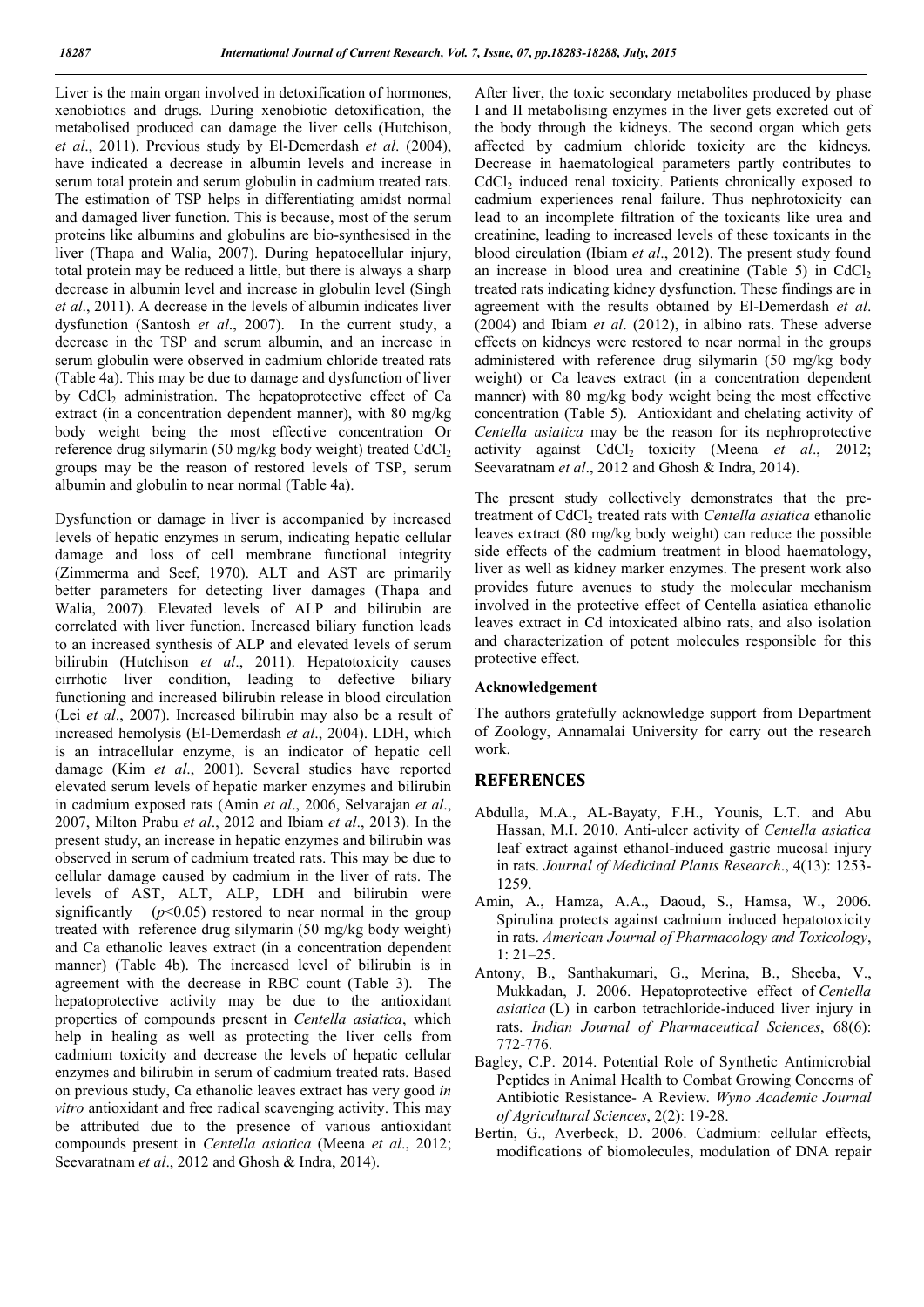Liver is the main organ involved in detoxification of hormones, xenobiotics and drugs. During xenobiotic detoxification, the metabolised produced can damage the liver cells (Hutchison, *et al*., 2011). Previous study by El-Demerdash *et al*. (2004), have indicated a decrease in albumin levels and increase in serum total protein and serum globulin in cadmium treated rats. The estimation of TSP helps in differentiating amidst normal and damaged liver function. This is because, most of the serum proteins like albumins and globulins are bio-synthesised in the liver (Thapa and Walia, 2007). During hepatocellular injury, total protein may be reduced a little, but there is always a sharp decrease in albumin level and increase in globulin level (Singh *et al*., 2011). A decrease in the levels of albumin indicates liver dysfunction (Santosh *et al*., 2007). In the current study, a decrease in the TSP and serum albumin, and an increase in serum globulin were observed in cadmium chloride treated rats (Table 4a). This may be due to damage and dysfunction of liver by $CdCl_2$ administration. The hepatoprotective effect of Ca extract (in a concentration dependent manner), with 80 mg/kg body weight being the most effective concentration Or reference drug silymarin (50 mg/kg body weight) treated $CdCl_2$ groups may be the reason of restored levels of TSP, serum albumin and globulin to near normal (Table 4a).

Dysfunction or damage in liver is accompanied by increased levels of hepatic enzymes in serum, indicating hepatic cellular damage and loss of cell membrane functional integrity (Zimmerma and Seef, 1970). ALT and AST are primarily better parameters for detecting liver damages (Thapa and Walia, 2007). Elevated levels of ALP and bilirubin are correlated with liver function. Increased biliary function leads to an increased synthesis of ALP and elevated levels of serum bilirubin (Hutchison *et al*., 2011). Hepatotoxicity causes cirrhotic liver condition, leading to defective biliary functioning and increased bilirubin release in blood circulation (Lei *et al*., 2007). Increased bilirubin may also be a result of increased hemolysis (El-Demerdash *et al*., 2004). LDH, which is an intracellular enzyme, is an indicator of hepatic cell damage (Kim *et al*., 2001). Several studies have reported elevated serum levels of hepatic marker enzymes and bilirubin in cadmium exposed rats (Amin *et al*., 2006, Selvarajan *et al*., 2007, Milton Prabu *et al*., 2012 and Ibiam *et al*., 2013). In the present study, an increase in hepatic enzymes and bilirubin was observed in serum of cadmium treated rats. This may be due to cellular damage caused by cadmium in the liver of rats. The levels of AST, ALT, ALP, LDH and bilirubin were significantly ($p$<0.05) restored to near normal in the group treated with reference drug silymarin (50 mg/kg body weight) and Ca ethanolic leaves extract (in a concentration dependent manner) (Table 4b). The increased level of bilirubin is in agreement with the decrease in RBC count (Table 3). The hepatoprotective activity may be due to the antioxidant properties of compounds present in *Centella asiatica*, which help in healing as well as protecting the liver cells from cadmium toxicity and decrease the levels of hepatic cellular enzymes and bilirubin in serum of cadmium treated rats. Based on previous study, Ca ethanolic leaves extract has very good *in vitro* antioxidant and free radical scavenging activity. This may be attributed due to the presence of various antioxidant compounds present in *Centella asiatica* (Meena *et al*., 2012; Seevaratnam *et al*., 2012 and Ghosh & Indra, 2014).

After liver, the toxic secondary metabolites produced by phase I and II metabolising enzymes in the liver gets excreted out of the body through the kidneys. The second organ which gets affected by cadmium chloride toxicity are the kidneys. Decrease in haematological parameters partly contributes to $CdCl_2$ induced renal toxicity. Patients chronically exposed to cadmium experiences renal failure. Thus nephrotoxicity can lead to an incomplete filtration of the toxicants like urea and creatinine, leading to increased levels of these toxicants in the blood circulation (Ibiam *et al*., 2012). The present study found an increase in blood urea and creatinine (Table 5) in $CdCl_2$ treated rats indicating kidney dysfunction. These findings are in agreement with the results obtained by El-Demerdash *et al*. (2004) and Ibiam *et al*. (2012), in albino rats. These adverse effects on kidneys were restored to near normal in the groups administered with reference drug silymarin (50 mg/kg body weight) or Ca leaves extract (in a concentration dependent manner) with 80 mg/kg body weight being the most effective concentration (Table 5). Antioxidant and chelating activity of *Centella asiatica* may be the reason for its nephroprotective activity against $CdCl_2$ toxicity (Meena *et al*., 2012; Seevaratnam *et al*., 2012 and Ghosh & Indra, 2014).

The present study collectively demonstrates that the pre-treatment of $CdCl_2$ treated rats with *Centella asiatica* ethanolic leaves extract (80 mg/kg body weight) can reduce the possible side effects of the cadmium treatment in blood haematology, liver as well as kidney marker enzymes. The present work also provides future avenues to study the molecular mechanism involved in the protective effect of Centella asiatica ethanolic leaves extract in Cd intoxicated albino rats, and also isolation and characterization of potent molecules responsible for this protective effect.

### Acknowledgement

The authors gratefully acknowledge support from Department of Zoology, Annamalai University for carry out the research work.

## REFERENCES

- Abdulla, M.A., AL-Bayaty, F.H., Younis, L.T. and Abu Hassan, M.I. 2010. Anti-ulcer activity of *Centella asiatica* leaf extract against ethanol-induced gastric mucosal injury in rats. *Journal of Medicinal Plants Research*., 4(13): 1253-1259.
- Amin, A., Hamza, A.A., Daoud, S., Hamsa, W., 2006. Spirulina protects against cadmium induced hepatotoxicity in rats. *American Journal of Pharmacology and Toxicology*, 1: 21–25.
- Antony, B., Santhakumari, G., Merina, B., Sheeba, V., Mukkadan, J. 2006. Hepatoprotective effect of *Centella asiatica* (L) in carbon tetrachloride-induced liver injury in rats. *Indian Journal of Pharmaceutical Sciences*, 68(6): 772-776.
- Bagley, C.P. 2014. Potential Role of Synthetic Antimicrobial Peptides in Animal Health to Combat Growing Concerns of Antibiotic Resistance- A Review. *Wyno Academic Journal of Agricultural Sciences*, 2(2): 19-28.
- Bertin, G., Averbeck, D. 2006. Cadmium: cellular effects, modifications of biomolecules, modulation of DNA repair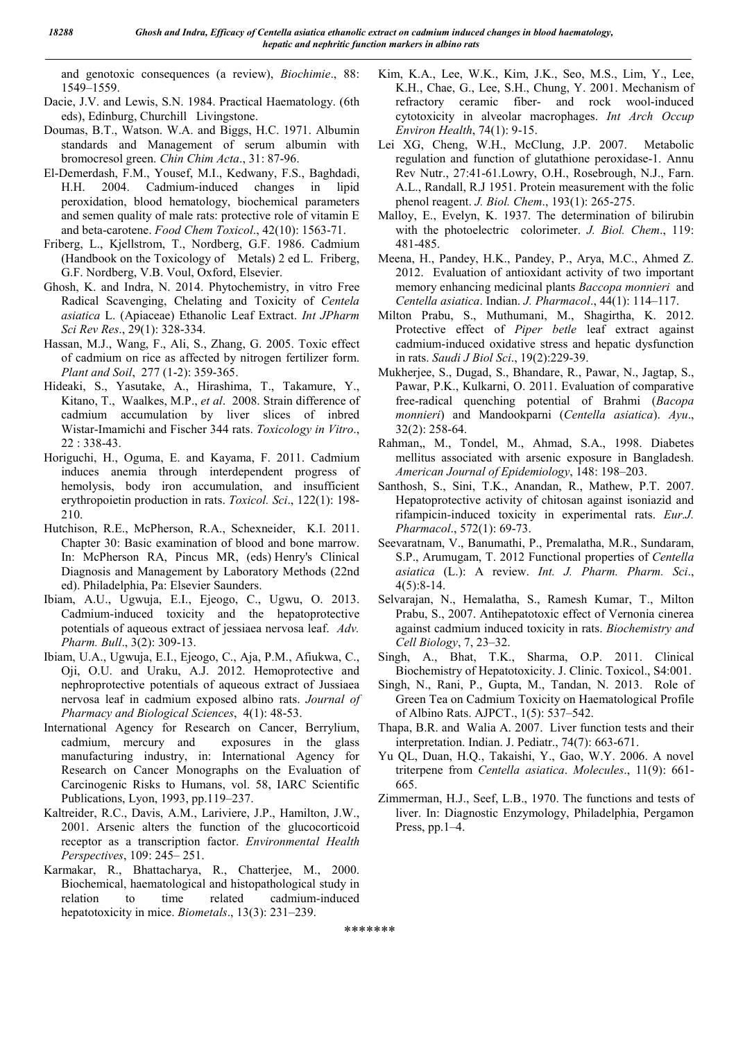and genotoxic consequences (a review), *Biochimie*., 88: 1549–1559.

Dacie, J.V. and Lewis, S.N. 1984. Practical Haematology. (6th eds), Edinburg, Churchill Livingstone.

Doumas, B.T., Watson. W.A. and Biggs, H.C. 1971. Albumin standards and Management of serum albumin with bromocresol green. *Chin Chim Acta*., 31: 87-96.

El-Demerdash, F.M., Yousef, M.I., Kedwany, F.S., Baghdadi, H.H. 2004. Cadmium-induced changes in lipid peroxidation, blood hematology, biochemical parameters and semen quality of male rats: protective role of vitamin E and beta-carotene. *Food Chem Toxicol*., 42(10): 1563-71.

Friberg, L., Kjellstrom, T., Nordberg, G.F. 1986. Cadmium (Handbook on the Toxicology of Metals) 2 ed L. Friberg, G.F. Nordberg, V.B. Voul, Oxford, Elsevier.

Ghosh, K. and Indra, N. 2014. Phytochemistry, in vitro Free Radical Scavenging, Chelating and Toxicity of *Centela asiatica* L. (Apiaceae) Ethanolic Leaf Extract. *Int JPharm Sci Rev Res*., 29(1): 328-334.

Hassan, M.J., Wang, F., Ali, S., Zhang, G. 2005. Toxic effect of cadmium on rice as affected by nitrogen fertilizer form. *Plant and Soil*, 277 (1-2): 359-365.

Hideaki, S., Yasutake, A., Hirashima, T., Takamure, Y., Kitano, T., Waalkes, M.P., *et al*. 2008. Strain difference of cadmium accumulation by liver slices of inbred Wistar-Imamichi and Fischer 344 rats. *Toxicology in Vitro*., 22 : 338-43.

Horiguchi, H., Oguma, E. and Kayama, F. 2011. Cadmium induces anemia through interdependent progress of hemolysis, body iron accumulation, and insufficient erythropoietin production in rats. *Toxicol. Sci*., 122(1): 198-210.

Hutchison, R.E., McPherson, R.A., Schexneider, K.I. 2011. Chapter 30: Basic examination of blood and bone marrow. In: McPherson RA, Pincus MR, (eds) Henry's Clinical Diagnosis and Management by Laboratory Methods (22nd ed). Philadelphia, Pa: Elsevier Saunders.

Ibiam, A.U., Ugwuja, E.I., Ejeogo, C., Ugwu, O. 2013. Cadmium-induced toxicity and the hepatoprotective potentials of aqueous extract of jessiaea nervosa leaf. *Adv. Pharm. Bull*., 3(2): 309-13.

Ibiam, U.A., Ugwuja, E.I., Ejeogo, C., Aja, P.M., Afiukwa, C., Oji, O.U. and Uraku, A.J. 2012. Hemoprotective and nephroprotective potentials of aqueous extract of Jussiaea nervosa leaf in cadmium exposed albino rats. *Journal of Pharmacy and Biological Sciences*, 4(1): 48-53.

International Agency for Research on Cancer, Berrylium, cadmium, mercury and exposures in the glass manufacturing industry, in: International Agency for Research on Cancer Monographs on the Evaluation of Carcinogenic Risks to Humans, vol. 58, IARC Scientific Publications, Lyon, 1993, pp.119–237.

Kaltreider, R.C., Davis, A.M., Lariviere, J.P., Hamilton, J.W., 2001. Arsenic alters the function of the glucocorticoid receptor as a transcription factor. *Environmental Health Perspectives*, 109: 245– 251.

Karmakar, R., Bhattacharya, R., Chatterjee, M., 2000. Biochemical, haematological and histopathological study in relation to time related cadmium-induced hepatotoxicity in mice. *Biometals*., 13(3): 231–239.

Kim, K.A., Lee, W.K., Kim, J.K., Seo, M.S., Lim, Y., Lee, K.H., Chae, G., Lee, S.H., Chung, Y. 2001. Mechanism of refractory ceramic fiber- and rock wool-induced cytotoxicity in alveolar macrophages. *Int Arch Occup Environ Health*, 74(1): 9-15.

Lei XG, Cheng, W.H., McClung, J.P. 2007. Metabolic regulation and function of glutathione peroxidase-1. Annu Rev Nutr., 27:41-61.Lowry, O.H., Rosebrough, N.J., Farn. A.L., Randall, R.J 1951. Protein measurement with the folic phenol reagent. *J. Biol. Chem*., 193(1): 265-275.

Malloy, E., Evelyn, K. 1937. The determination of bilirubin with the photoelectric colorimeter. *J. Biol. Chem*., 119: 481-485.

Meena, H., Pandey, H.K., Pandey, P., Arya, M.C., Ahmed Z. 2012. Evaluation of antioxidant activity of two important memory enhancing medicinal plants *Baccopa monnieri* and *Centella asiatica*. Indian. *J. Pharmacol*., 44(1): 114–117.

Milton Prabu, S., Muthumani, M., Shagirtha, K. 2012. Protective effect of *Piper betle* leaf extract against cadmium-induced oxidative stress and hepatic dysfunction in rats. *Saudi J Biol Sci*., 19(2):229-39.

Mukherjee, S., Dugad, S., Bhandare, R., Pawar, N., Jagtap, S., Pawar, P.K., Kulkarni, O. 2011. Evaluation of comparative free-radical quenching potential of Brahmi (*Bacopa monnieri*) and Mandookparni (*Centella asiatica*). *Ayu*., 32(2): 258-64.

Rahman,, M., Tondel, M., Ahmad, S.A., 1998. Diabetes mellitus associated with arsenic exposure in Bangladesh. *American Journal of Epidemiology*, 148: 198–203.

Santhosh, S., Sini, T.K., Anandan, R., Mathew, P.T. 2007. Hepatoprotective activity of chitosan against isoniazid and rifampicin-induced toxicity in experimental rats. *Eur.J. Pharmacol*., 572(1): 69-73.

Seevaratnam, V., Banumathi, P., Premalatha, M.R., Sundaram, S.P., Arumugam, T. 2012 Functional properties of *Centella asiatica* (L.): A review. *Int. J. Pharm. Pharm. Sci*., 4(5):8-14.

Selvarajan, N., Hemalatha, S., Ramesh Kumar, T., Milton Prabu, S., 2007. Antihepatotoxic effect of Vernonia cinerea against cadmium induced toxicity in rats. *Biochemistry and Cell Biology*, 7, 23–32.

Singh, A., Bhat, T.K., Sharma, O.P. 2011. Clinical Biochemistry of Hepatotoxicity. J. Clinic. Toxicol., S4:001.

Singh, N., Rani, P., Gupta, M., Tandan, N. 2013. Role of Green Tea on Cadmium Toxicity on Haematological Profile of Albino Rats. AJPCT., 1(5): 537–542.

Thapa, B.R. and Walia A. 2007. Liver function tests and their interpretation. Indian. J. Pediatr., 74(7): 663-671.

Yu QL, Duan, H.Q., Takaishi, Y., Gao, W.Y. 2006. A novel triterpene from *Centella asiatica*. *Molecules*., 11(9): 661-665.

Zimmerman, H.J., Seef, L.B., 1970. The functions and tests of liver. In: Diagnostic Enzymology, Philadelphia, Pergamon Press, pp.1–4.

\*\*\*\*\*\*\*